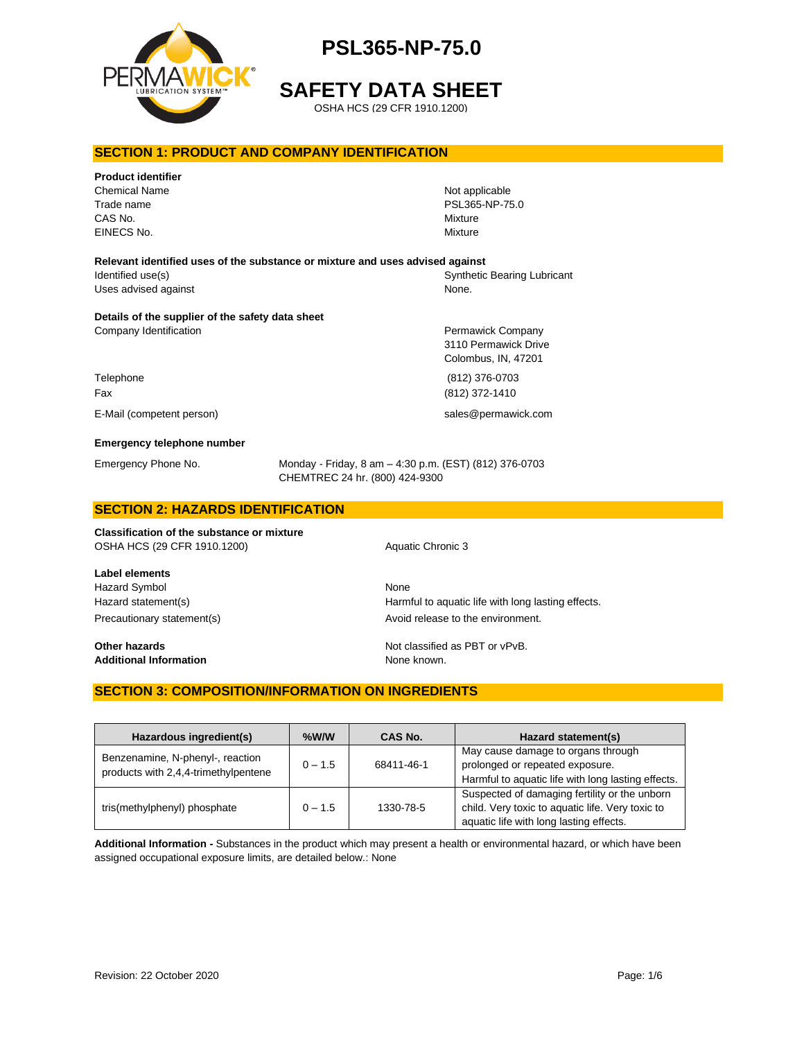# PSL365-NP-75.0

# SAFETY DATA SHEET

OSHA HCS (29 CFR 1910.1200)

## SECTION 1: PRODUCT AND COMPANY IDENTIFICATION

**Product identifier**

| | |
|---|---|
| Chemical Name | Not applicable |
| Trade name | PSL365-NP-75.0 |
| CAS No. | Mixture |
| EINECS No. | Mixture |

**Relevant identified uses of the substance or mixture and uses advised against**

| | |
|---|---|
| Identified use(s) | Synthetic Bearing Lubricant |
| Uses advised against | None. |

**Details of the supplier of the safety data sheet**

| | |
|---|---|
| Company Identification | Permawick Company<br>3110 Permawick Drive<br>Colombus, IN, 47201 |
| Telephone | (812) 376-0703 |
| Fax | (812) 372-1410 |
| E-Mail (competent person) | sales@permawick.com |

**Emergency telephone number**

| | |
|---|---|
| Emergency Phone No. | Monday - Friday, 8 am – 4:30 p.m. (EST) (812) 376-0703<br>CHEMTREC 24 hr. (800) 424-9300 |

## SECTION 2: HAZARDS IDENTIFICATION

**Classification of the substance or mixture**

| | |
|---|---|
| OSHA HCS (29 CFR 1910.1200) | Aquatic Chronic 3 |

**Label elements**

| | |
|---|---|
| Hazard Symbol | None |
| Hazard statement(s) | Harmful to aquatic life with long lasting effects. |
| Precautionary statement(s) | Avoid release to the environment. |

| | |
|---|---|
| **Other hazards** | Not classified as PBT or vPvB. |
| **Additional Information** | None known. |

## SECTION 3: COMPOSITION/INFORMATION ON INGREDIENTS

| Hazardous ingredient(s) | %W/W | CAS No. | Hazard statement(s) |
|---|---|---|---|
| Benzenamine, N-phenyl-, reaction products with 2,4,4-trimethylpentene | 0 – 1.5 | 68411-46-1 | May cause damage to organs through prolonged or repeated exposure. Harmful to aquatic life with long lasting effects. |
| tris(methylphenyl) phosphate | 0 – 1.5 | 1330-78-5 | Suspected of damaging fertility or the unborn child. Very toxic to aquatic life. Very toxic to aquatic life with long lasting effects. |

**Additional Information -** Substances in the product which may present a health or environmental hazard, or which have been assigned occupational exposure limits, are detailed below.: None

Revision: 22 October 2020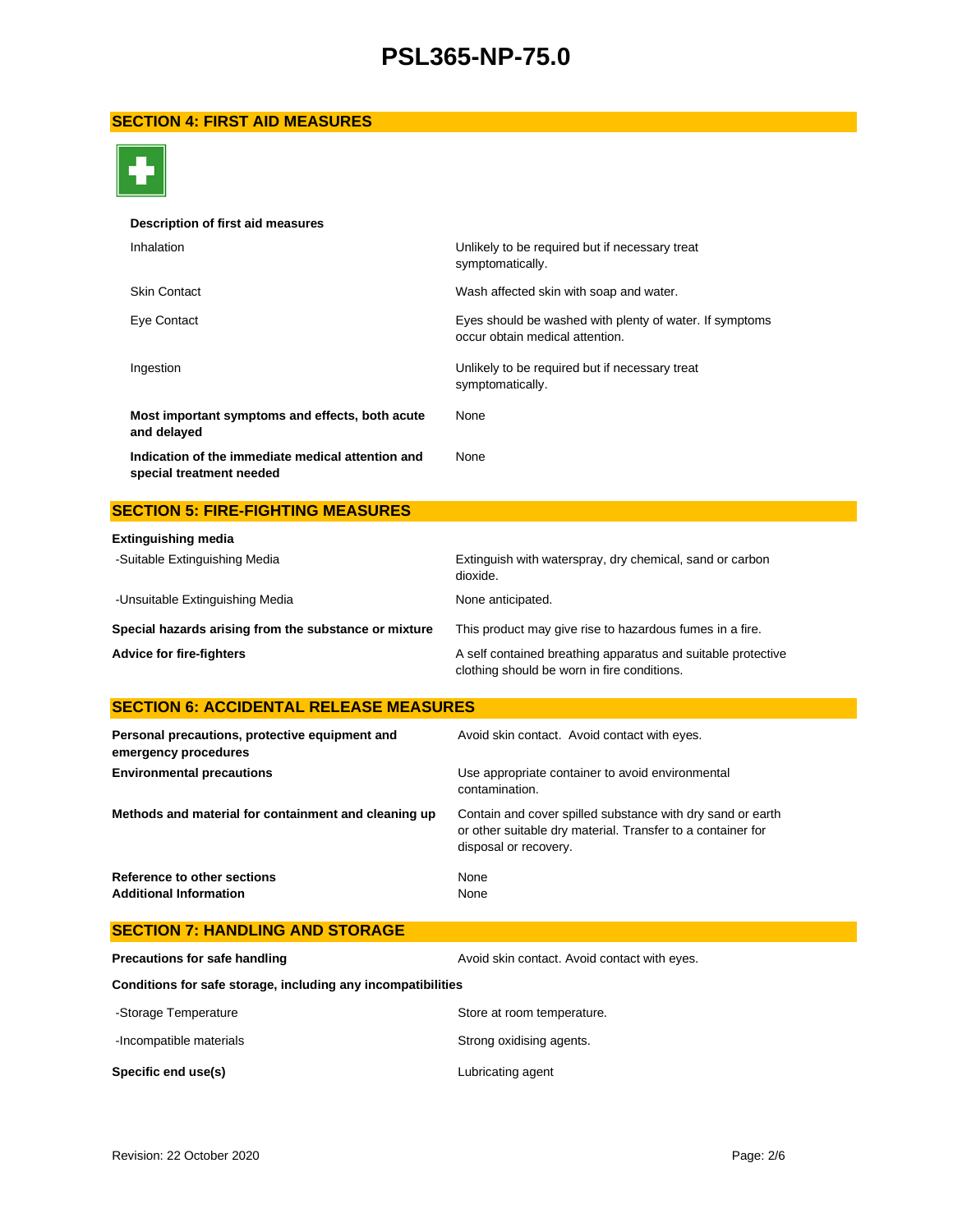## SECTION 4: FIRST AID MEASURES

**Description of first aid measures**

| | |
|---|---|
| Inhalation | Unlikely to be required but if necessary treat symptomatically. |
| Skin Contact | Wash affected skin with soap and water. |
| Eye Contact | Eyes should be washed with plenty of water. If symptoms occur obtain medical attention. |
| Ingestion | Unlikely to be required but if necessary treat symptomatically. |
| **Most important symptoms and effects, both acute and delayed** | None |
| **Indication of the immediate medical attention and special treatment needed** | None |

## SECTION 5: FIRE-FIGHTING MEASURES

**Extinguishing media**

| | |
|---|---|
| -Suitable Extinguishing Media | Extinguish with waterspray, dry chemical, sand or carbon dioxide. |
| -Unsuitable Extinguishing Media | None anticipated. |
| **Special hazards arising from the substance or mixture** | This product may give rise to hazardous fumes in a fire. |
| **Advice for fire-fighters** | A self contained breathing apparatus and suitable protective clothing should be worn in fire conditions. |

## SECTION 6: ACCIDENTAL RELEASE MEASURES

| | |
|---|---|
| **Personal precautions, protective equipment and emergency procedures** | Avoid skin contact. Avoid contact with eyes. |
| **Environmental precautions** | Use appropriate container to avoid environmental contamination. |
| **Methods and material for containment and cleaning up** | Contain and cover spilled substance with dry sand or earth or other suitable dry material. Transfer to a container for disposal or recovery. |
| **Reference to other sections** | None |
| **Additional Information** | None |

## SECTION 7: HANDLING AND STORAGE

| | |
|---|---|
| **Precautions for safe handling** | Avoid skin contact. Avoid contact with eyes. |

**Conditions for safe storage, including any incompatibilities**

| | |
|---|---|
| -Storage Temperature | Store at room temperature. |
| -Incompatible materials | Strong oxidising agents. |
| **Specific end use(s)** | Lubricating agent |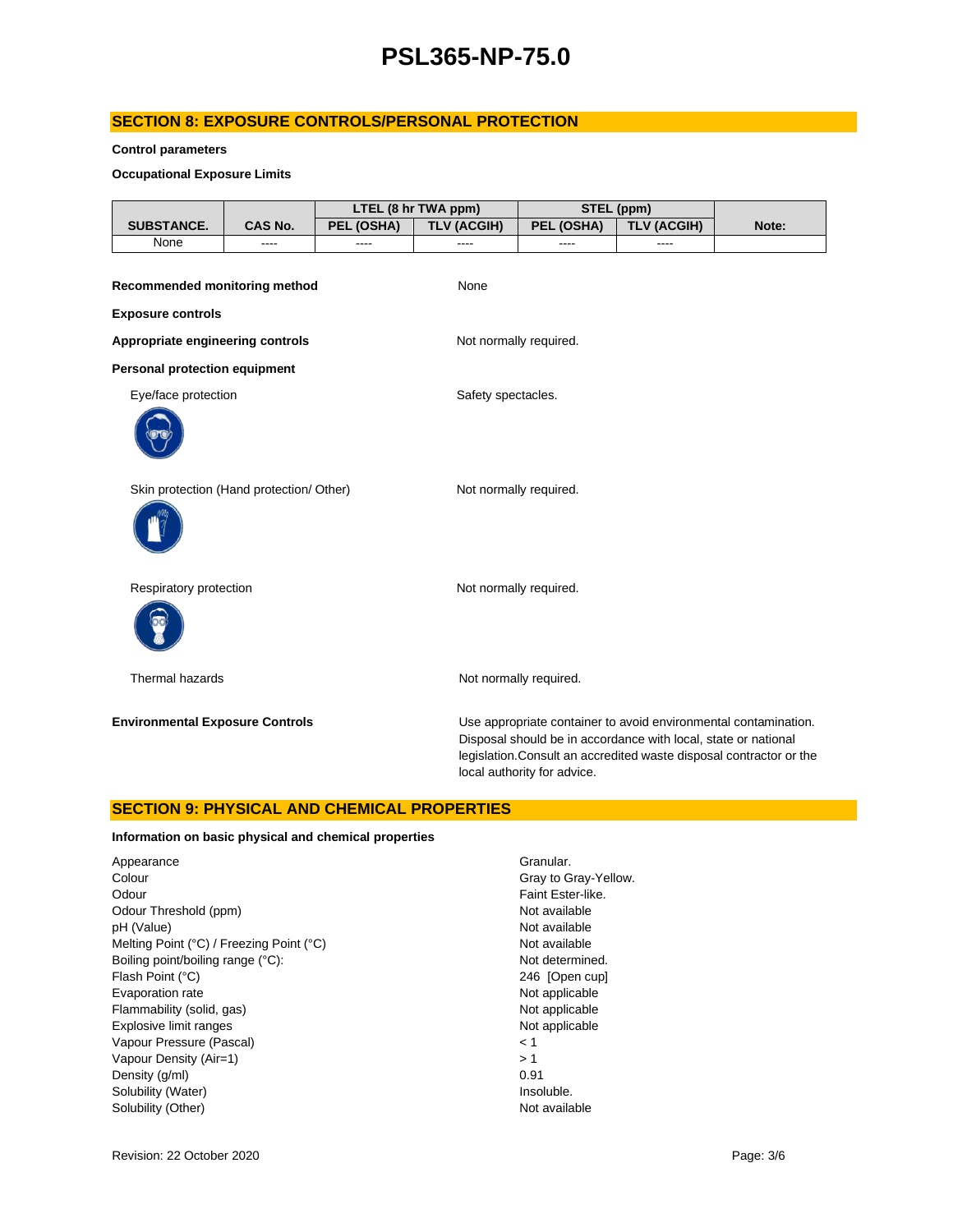## SECTION 8: EXPOSURE CONTROLS/PERSONAL PROTECTION

**Control parameters**

**Occupational Exposure Limits**

| SUBSTANCE. | CAS No. | LTEL (8 hr TWA ppm) | | STEL (ppm) | | Note: |
|---|---|---|---|---|---|---|
| | | PEL (OSHA) | TLV (ACGIH) | PEL (OSHA) | TLV (ACGIH) | |
| None | ---- | ---- | ---- | ---- | ---- | |

**Recommended monitoring method** None

**Exposure controls**

**Appropriate engineering controls** Not normally required.

**Personal protection equipment**

Eye/face protection: Safety spectacles.

Skin protection (Hand protection/ Other): Not normally required.

Respiratory protection: Not normally required.

Thermal hazards: Not normally required.

**Environmental Exposure Controls** Use appropriate container to avoid environmental contamination. Disposal should be in accordance with local, state or national legislation.Consult an accredited waste disposal contractor or the local authority for advice.

## SECTION 9: PHYSICAL AND CHEMICAL PROPERTIES

**Information on basic physical and chemical properties**

| | |
|---|---|
| Appearance | Granular. |
| Colour | Gray to Gray-Yellow. |
| Odour | Faint Ester-like. |
| Odour Threshold (ppm) | Not available |
| pH (Value) | Not available |
| Melting Point (°C) / Freezing Point (°C) | Not available |
| Boiling point/boiling range (°C): | Not determined. |
| Flash Point (°C) | 246 [Open cup] |
| Evaporation rate | Not applicable |
| Flammability (solid, gas) | Not applicable |
| Explosive limit ranges | Not applicable |
| Vapour Pressure (Pascal) | < 1 |
| Vapour Density (Air=1) | > 1 |
| Density (g/ml) | 0.91 |
| Solubility (Water) | Insoluble. |
| Solubility (Other) | Not available |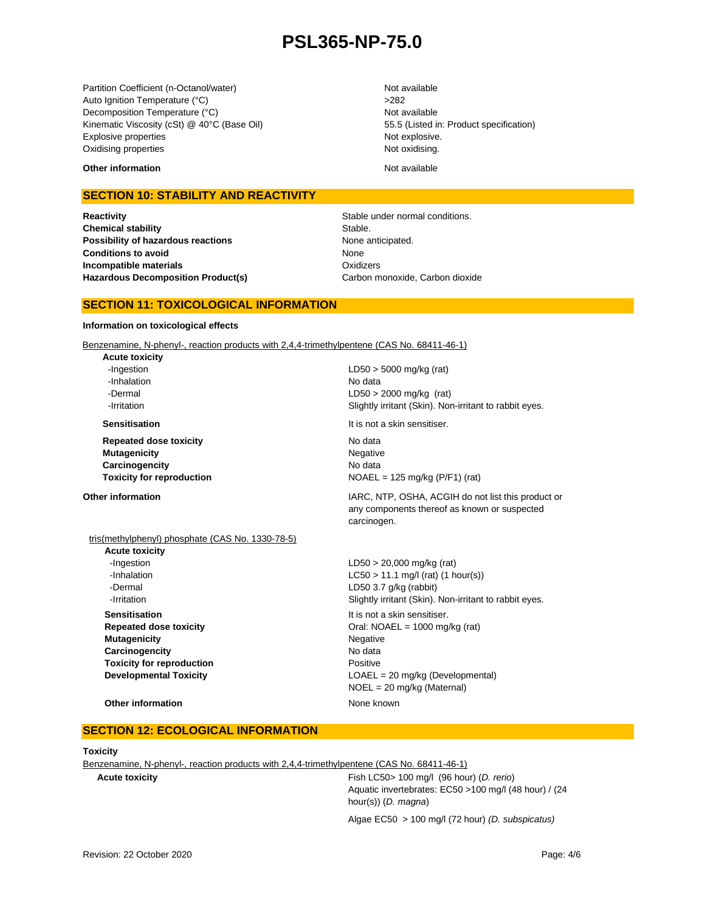| | |
|---|---|
| Partition Coefficient (n-Octanol/water) | Not available |
| Auto Ignition Temperature (°C) | >282 |
| Decomposition Temperature (°C) | Not available |
| Kinematic Viscosity (cSt) @ 40°C (Base Oil) | 55.5 (Listed in: Product specification) |
| Explosive properties | Not explosive. |
| Oxidising properties | Not oxidising. |

**Other information** — Not available

## SECTION 10: STABILITY AND REACTIVITY

| | |
|---|---|
| **Reactivity** | Stable under normal conditions. |
| **Chemical stability** | Stable. |
| **Possibility of hazardous reactions** | None anticipated. |
| **Conditions to avoid** | None |
| **Incompatible materials** | Oxidizers |
| **Hazardous Decomposition Product(s)** | Carbon monoxide, Carbon dioxide |

## SECTION 11: TOXICOLOGICAL INFORMATION

**Information on toxicological effects**

Benzenamine, N-phenyl-, reaction products with 2,4,4-trimethylpentene (CAS No. 68411-46-1)

| | |
|---|---|
| **Acute toxicity** | |
| -Ingestion | LD50 > 5000 mg/kg (rat) |
| -Inhalation | No data |
| -Dermal | LD50 > 2000 mg/kg (rat) |
| -Irritation | Slightly irritant (Skin). Non-irritant to rabbit eyes. |
| **Sensitisation** | It is not a skin sensitiser. |
| **Repeated dose toxicity** | No data |
| **Mutagenicity** | Negative |
| **Carcinogencity** | No data |
| **Toxicity for reproduction** | NOAEL = 125 mg/kg (P/F1) (rat) |
| **Other information** | IARC, NTP, OSHA, ACGIH do not list this product or any components thereof as known or suspected carcinogen. |

tris(methylphenyl) phosphate (CAS No. 1330-78-5)

| | |
|---|---|
| **Acute toxicity** | |
| -Ingestion | LD50 > 20,000 mg/kg (rat) |
| -Inhalation | LC50 > 11.1 mg/l (rat) (1 hour(s)) |
| -Dermal | LD50 3.7 g/kg (rabbit) |
| -Irritation | Slightly irritant (Skin). Non-irritant to rabbit eyes. |
| **Sensitisation** | It is not a skin sensitiser. |
| **Repeated dose toxicity** | Oral: NOAEL = 1000 mg/kg (rat) |
| **Mutagenicity** | Negative |
| **Carcinogencity** | No data |
| **Toxicity for reproduction** | Positive |
| **Developmental Toxicity** | LOAEL = 20 mg/kg (Developmental)<br>NOEL = 20 mg/kg (Maternal) |
| **Other information** | None known |

## SECTION 12: ECOLOGICAL INFORMATION

**Toxicity**

Benzenamine, N-phenyl-, reaction products with 2,4,4-trimethylpentene (CAS No. 68411-46-1)

| | |
|---|---|
| **Acute toxicity** | Fish LC50> 100 mg/l (96 hour) (*D. rerio*)<br>Aquatic invertebrates: EC50 >100 mg/l (48 hour) / (24 hour(s)) (*D. magna*)<br>Algae EC50 > 100 mg/l (72 hour) *(D. subspicatus)* |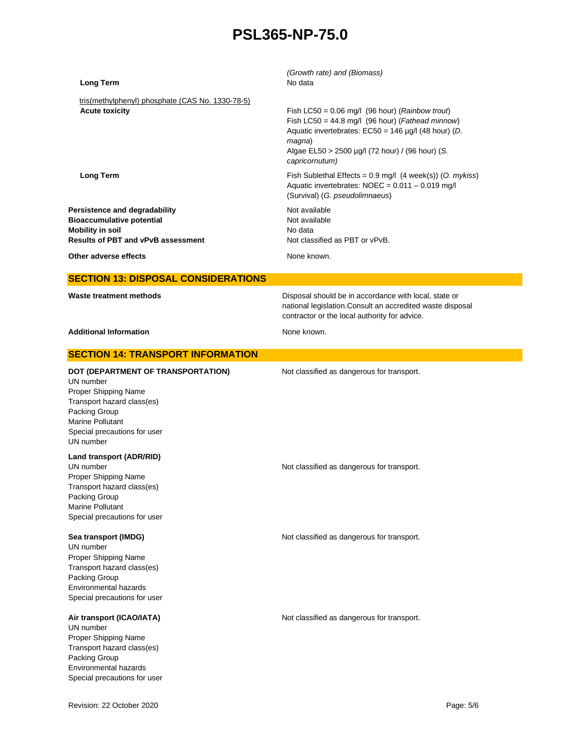| | |
|---|---|
| | *(Growth rate) and (Biomass)* |
| **Long Term** | No data |

tris(methylphenyl) phosphate (CAS No. 1330-78-5)

| | |
|---|---|
| **Acute toxicity** | Fish LC50 = 0.06 mg/l (96 hour) (*Rainbow trout*)<br>Fish LC50 = 44.8 mg/l (96 hour) (*Fathead minnow*)<br>Aquatic invertebrates: EC50 = 146 µg/l (48 hour) (*D. magna*)<br>Algae EL50 > 2500 µg/l (72 hour) / (96 hour) (*S. capricornutum)* |
| **Long Term** | Fish Sublethal Effects = 0.9 mg/l (4 week(s)) (*O. mykiss*)<br>Aquatic invertebrates: NOEC = 0.011 – 0.019 mg/l (Survival) (*G. pseudolimnaeus*) |

| | |
|---|---|
| **Persistence and degradability** | Not available |
| **Bioaccumulative potential** | Not available |
| **Mobility in soil** | No data |
| **Results of PBT and vPvB assessment** | Not classified as PBT or vPvB. |
| **Other adverse effects** | None known. |

## SECTION 13: DISPOSAL CONSIDERATIONS

| | |
|---|---|
| **Waste treatment methods** | Disposal should be in accordance with local, state or national legislation.Consult an accredited waste disposal contractor or the local authority for advice. |
| **Additional Information** | None known. |

## SECTION 14: TRANSPORT INFORMATION

**DOT (DEPARTMENT OF TRANSPORTATION)** — Not classified as dangerous for transport.

UN number
Proper Shipping Name
Transport hazard class(es)
Packing Group
Marine Pollutant
Special precautions for user
UN number

**Land transport (ADR/RID)**

UN number — Not classified as dangerous for transport.
Proper Shipping Name
Transport hazard class(es)
Packing Group
Marine Pollutant
Special precautions for user

**Sea transport (IMDG)** — Not classified as dangerous for transport.

UN number
Proper Shipping Name
Transport hazard class(es)
Packing Group
Environmental hazards
Special precautions for user

**Air transport (ICAO/IATA)** — Not classified as dangerous for transport.

UN number
Proper Shipping Name
Transport hazard class(es)
Packing Group
Environmental hazards
Special precautions for user

Revision: 22 October 2020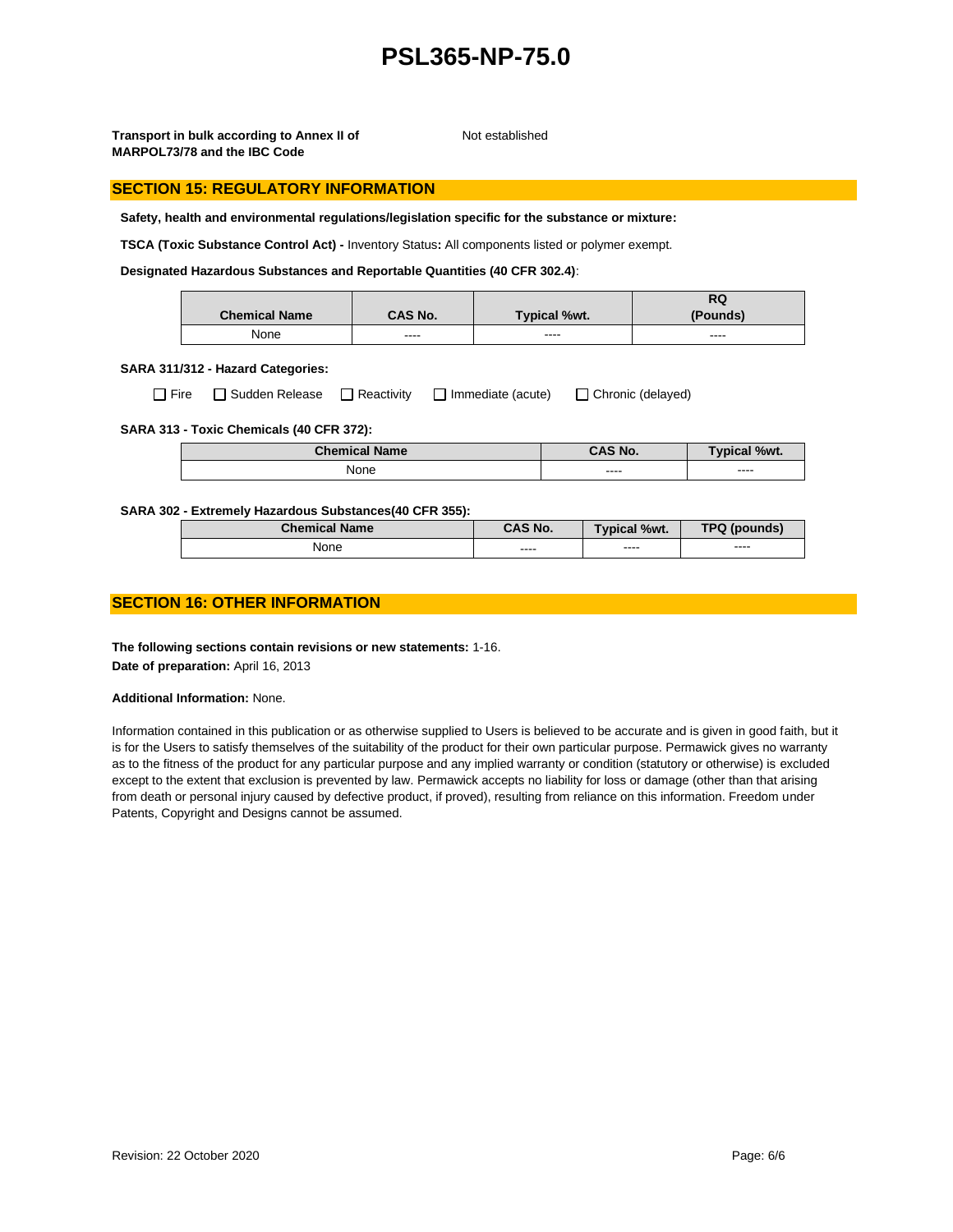**Transport in bulk according to Annex II of MARPOL73/78 and the IBC Code** Not established

## SECTION 15: REGULATORY INFORMATION

**Safety, health and environmental regulations/legislation specific for the substance or mixture:**

**TSCA (Toxic Substance Control Act) -** Inventory Status**:** All components listed or polymer exempt.

**Designated Hazardous Substances and Reportable Quantities (40 CFR 302.4)**:

| Chemical Name | CAS No. | Typical %wt. | RQ (Pounds) |
|---|---|---|---|
| None | ---- | ---- | ---- |

**SARA 311/312 - Hazard Categories:**

☐ Fire ☐ Sudden Release ☐ Reactivity ☐ Immediate (acute) ☐ Chronic (delayed)

**SARA 313 - Toxic Chemicals (40 CFR 372):**

| Chemical Name | CAS No. | Typical %wt. |
|---|---|---|
| None | ---- | ---- |

**SARA 302 - Extremely Hazardous Substances(40 CFR 355):**

| Chemical Name | CAS No. | Typical %wt. | TPQ (pounds) |
|---|---|---|---|
| None | ---- | ---- | ---- |

## SECTION 16: OTHER INFORMATION

**The following sections contain revisions or new statements:** 1-16.
**Date of preparation:** April 16, 2013

**Additional Information:** None.

Information contained in this publication or as otherwise supplied to Users is believed to be accurate and is given in good faith, but it is for the Users to satisfy themselves of the suitability of the product for their own particular purpose. Permawick gives no warranty as to the fitness of the product for any particular purpose and any implied warranty or condition (statutory or otherwise) is excluded except to the extent that exclusion is prevented by law. Permawick accepts no liability for loss or damage (other than that arising from death or personal injury caused by defective product, if proved), resulting from reliance on this information. Freedom under Patents, Copyright and Designs cannot be assumed.